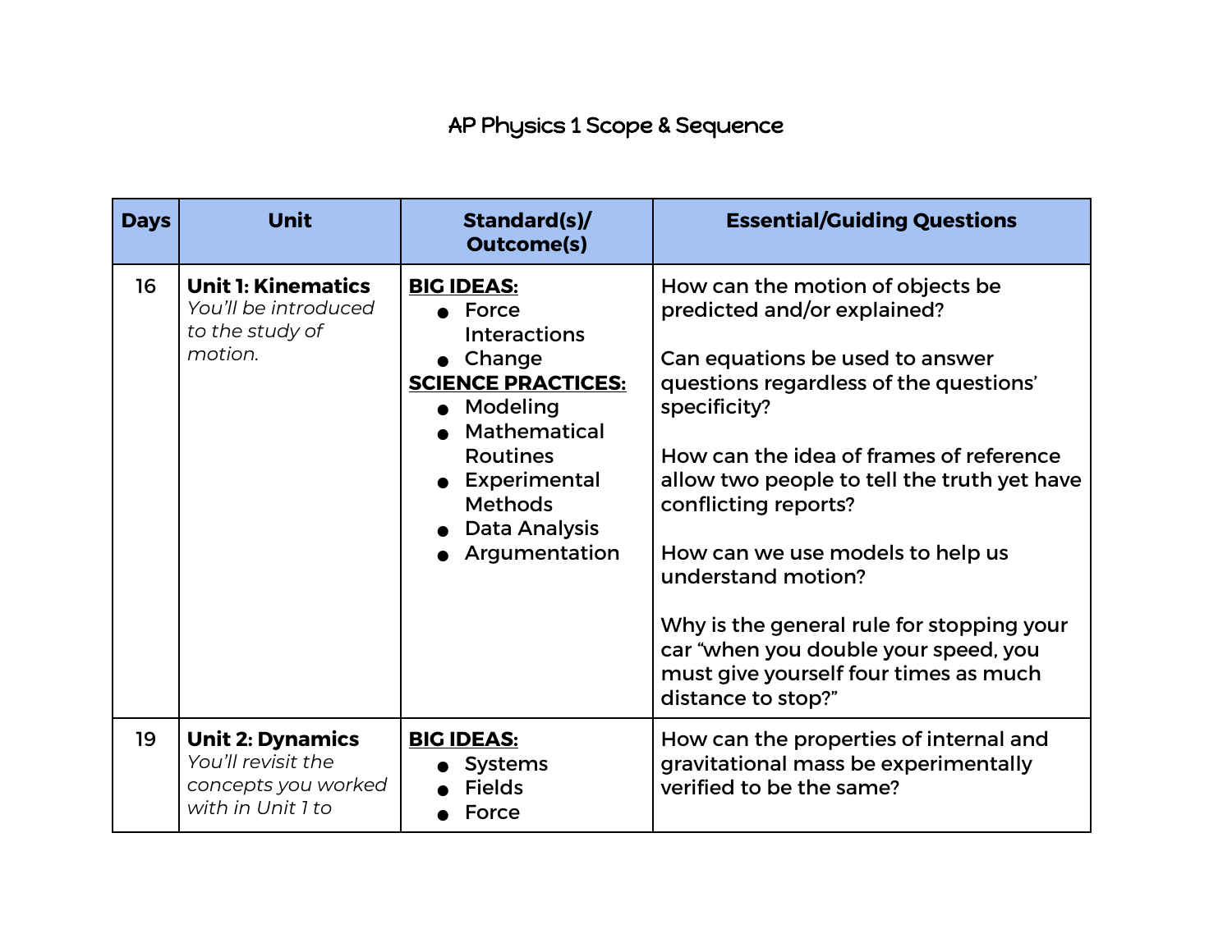# AP Physics 1 Scope & Sequence

| Days | Unit | Standard(s)/ Outcome(s) | Essential/Guiding Questions |
|---|---|---|---|
| 16 | **Unit 1: Kinematics**<br>*You'll be introduced to the study of motion.* | **BIG IDEAS:**<br>• Force Interactions<br>• Change<br>**SCIENCE PRACTICES:**<br>• Modeling<br>• Mathematical Routines<br>• Experimental Methods<br>• Data Analysis<br>• Argumentation | How can the motion of objects be predicted and/or explained?<br><br>Can equations be used to answer questions regardless of the questions' specificity?<br><br>How can the idea of frames of reference allow two people to tell the truth yet have conflicting reports?<br><br>How can we use models to help us understand motion?<br><br>Why is the general rule for stopping your car "when you double your speed, you must give yourself four times as much distance to stop?" |
| 19 | **Unit 2: Dynamics**<br>*You'll revisit the concepts you worked with in Unit 1 to* | **BIG IDEAS:**<br>• Systems<br>• Fields<br>• Force | How can the properties of internal and gravitational mass be experimentally verified to be the same? |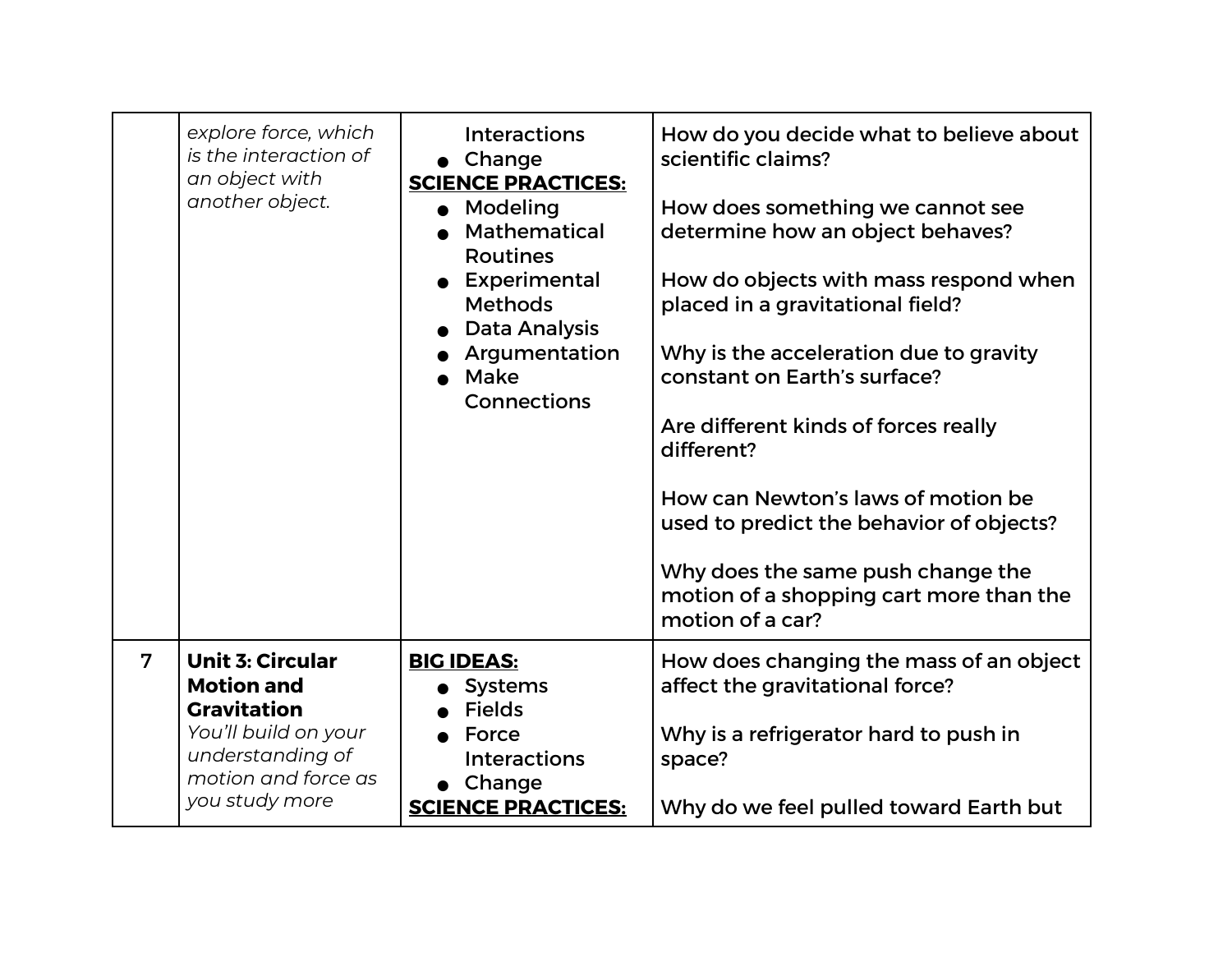| | | | |
|---|---|---|---|
| | *explore force, which is the interaction of an object with another object.* | Interactions<br>● Change<br>**SCIENCE PRACTICES:**<br>● Modeling<br>● Mathematical Routines<br>● Experimental Methods<br>● Data Analysis<br>● Argumentation<br>● Make Connections | How do you decide what to believe about scientific claims?<br><br>How does something we cannot see determine how an object behaves?<br><br>How do objects with mass respond when placed in a gravitational field?<br><br>Why is the acceleration due to gravity constant on Earth's surface?<br><br>Are different kinds of forces really different?<br><br>How can Newton's laws of motion be used to predict the behavior of objects?<br><br>Why does the same push change the motion of a shopping cart more than the motion of a car? |
| 7 | **Unit 3: Circular Motion and Gravitation**<br>*You'll build on your understanding of motion and force as you study more* | **BIG IDEAS:**<br>● Systems<br>● Fields<br>● Force Interactions<br>● Change<br>**SCIENCE PRACTICES:** | How does changing the mass of an object affect the gravitational force?<br><br>Why is a refrigerator hard to push in space?<br><br>Why do we feel pulled toward Earth but |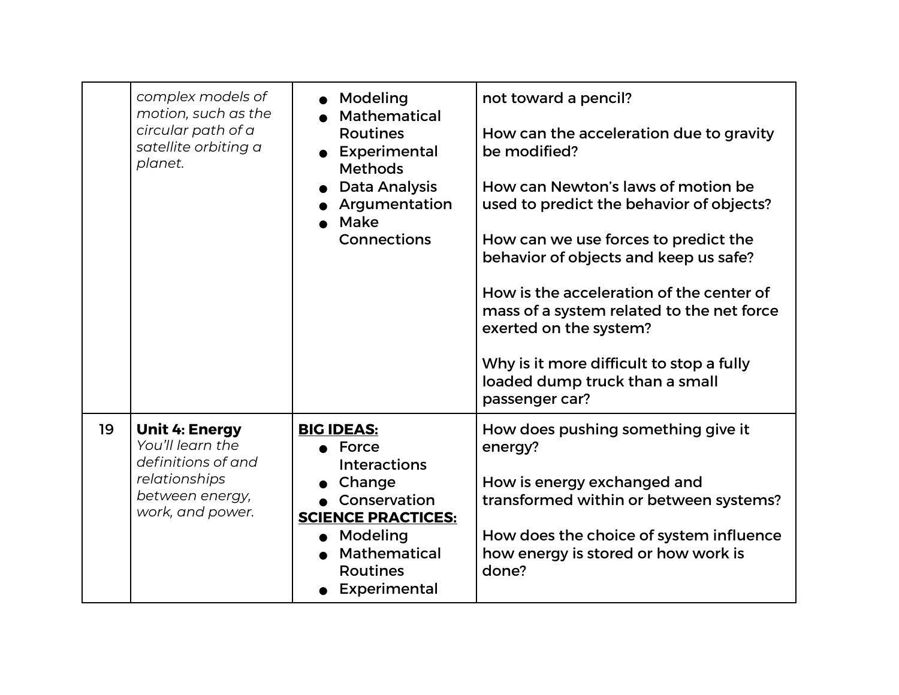| | | | |
|---|---|---|---|
| | *complex models of motion, such as the circular path of a satellite orbiting a planet.* | • Modeling<br>• Mathematical Routines<br>• Experimental Methods<br>• Data Analysis<br>• Argumentation<br>• Make Connections | not toward a pencil?<br><br>How can the acceleration due to gravity be modified?<br><br>How can Newton's laws of motion be used to predict the behavior of objects?<br><br>How can we use forces to predict the behavior of objects and keep us safe?<br><br>How is the acceleration of the center of mass of a system related to the net force exerted on the system?<br><br>Why is it more difficult to stop a fully loaded dump truck than a small passenger car? |
| 19 | **Unit 4: Energy**<br>*You'll learn the definitions of and relationships between energy, work, and power.* | **<u>BIG IDEAS:</u>**<br>• Force Interactions<br>• Change<br>• Conservation<br>**<u>SCIENCE PRACTICES:</u>**<br>• Modeling<br>• Mathematical Routines<br>• Experimental | How does pushing something give it energy?<br><br>How is energy exchanged and transformed within or between systems?<br><br>How does the choice of system influence how energy is stored or how work is done? |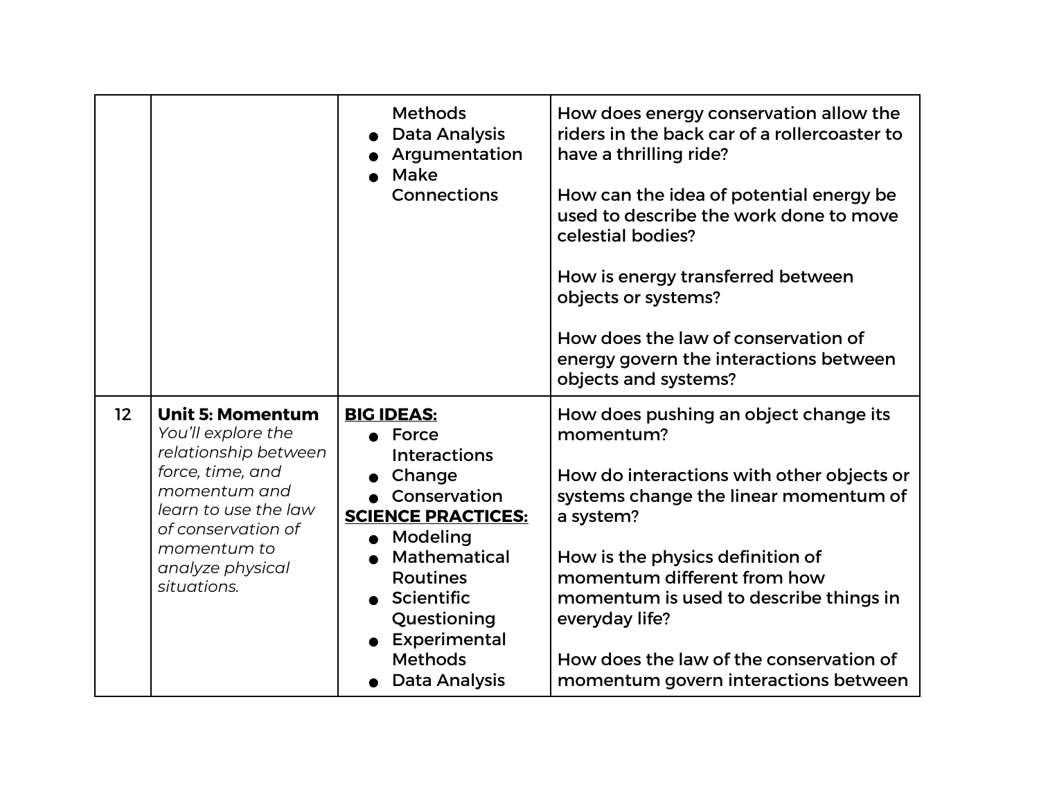| | | | |
|---|---|---|---|
| | | Methods<br>● Data Analysis<br>● Argumentation<br>● Make Connections | How does energy conservation allow the riders in the back car of a rollercoaster to have a thrilling ride?<br><br>How can the idea of potential energy be used to describe the work done to move celestial bodies?<br><br>How is energy transferred between objects or systems?<br><br>How does the law of conservation of energy govern the interactions between objects and systems? |
| 12 | **Unit 5: Momentum**<br>*You'll explore the relationship between force, time, and momentum and learn to use the law of conservation of momentum to analyze physical situations.* | **BIG IDEAS:**<br>● Force Interactions<br>● Change<br>● Conservation<br>**SCIENCE PRACTICES:**<br>● Modeling<br>● Mathematical Routines<br>● Scientific Questioning<br>● Experimental Methods<br>● Data Analysis | How does pushing an object change its momentum?<br><br>How do interactions with other objects or systems change the linear momentum of a system?<br><br>How is the physics definition of momentum different from how momentum is used to describe things in everyday life?<br><br>How does the law of the conservation of momentum govern interactions between |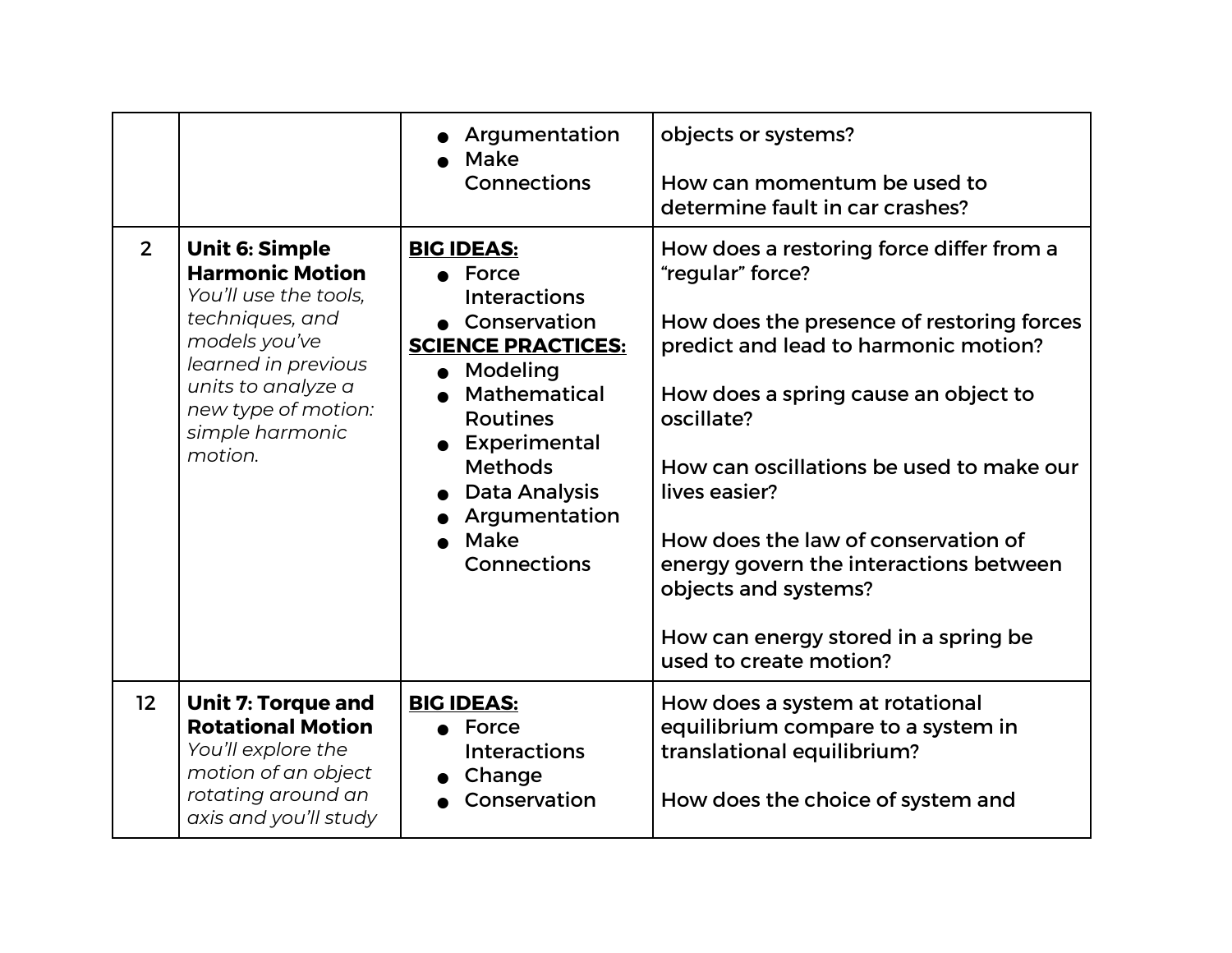| | | | |
|---|---|---|---|
| | | • Argumentation<br>• Make Connections | objects or systems?<br><br>How can momentum be used to determine fault in car crashes? |
| 2 | **Unit 6: Simple Harmonic Motion**<br>*You'll use the tools, techniques, and models you've learned in previous units to analyze a new type of motion: simple harmonic motion.* | **BIG IDEAS:**<br>• Force Interactions<br>• Conservation<br>**SCIENCE PRACTICES:**<br>• Modeling<br>• Mathematical Routines<br>• Experimental Methods<br>• Data Analysis<br>• Argumentation<br>• Make Connections | How does a restoring force differ from a "regular" force?<br><br>How does the presence of restoring forces predict and lead to harmonic motion?<br><br>How does a spring cause an object to oscillate?<br><br>How can oscillations be used to make our lives easier?<br><br>How does the law of conservation of energy govern the interactions between objects and systems?<br><br>How can energy stored in a spring be used to create motion? |
| 12 | **Unit 7: Torque and Rotational Motion**<br>*You'll explore the motion of an object rotating around an axis and you'll study* | **BIG IDEAS:**<br>• Force Interactions<br>• Change<br>• Conservation | How does a system at rotational equilibrium compare to a system in translational equilibrium?<br><br>How does the choice of system and |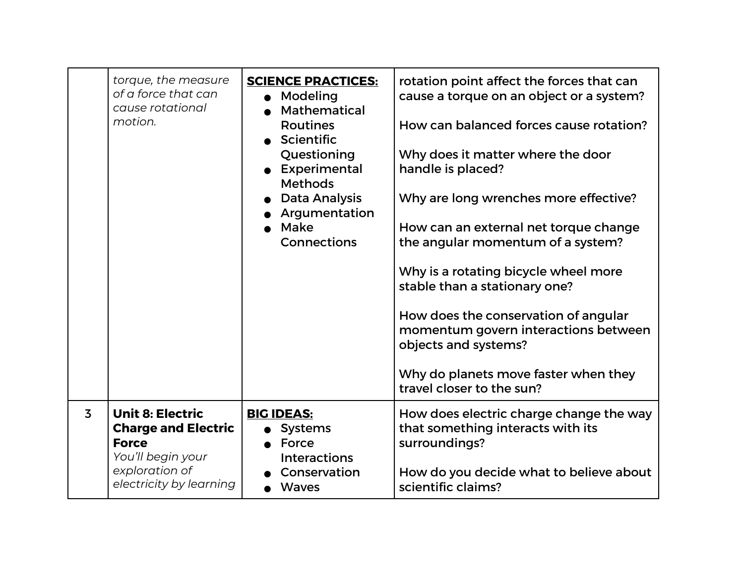| | | | |
|---|---|---|---|
| | *torque, the measure of a force that can cause rotational motion.* | **SCIENCE PRACTICES:**<br>• Modeling<br>• Mathematical Routines<br>• Scientific Questioning<br>• Experimental Methods<br>• Data Analysis<br>• Argumentation<br>• Make Connections | rotation point affect the forces that can cause a torque on an object or a system?<br><br>How can balanced forces cause rotation?<br><br>Why does it matter where the door handle is placed?<br><br>Why are long wrenches more effective?<br><br>How can an external net torque change the angular momentum of a system?<br><br>Why is a rotating bicycle wheel more stable than a stationary one?<br><br>How does the conservation of angular momentum govern interactions between objects and systems?<br><br>Why do planets move faster when they travel closer to the sun? |
| 3 | **Unit 8: Electric Charge and Electric Force**<br>*You'll begin your exploration of electricity by learning* | **BIG IDEAS:**<br>• Systems<br>• Force Interactions<br>• Conservation<br>• Waves | How does electric charge change the way that something interacts with its surroundings?<br><br>How do you decide what to believe about scientific claims? |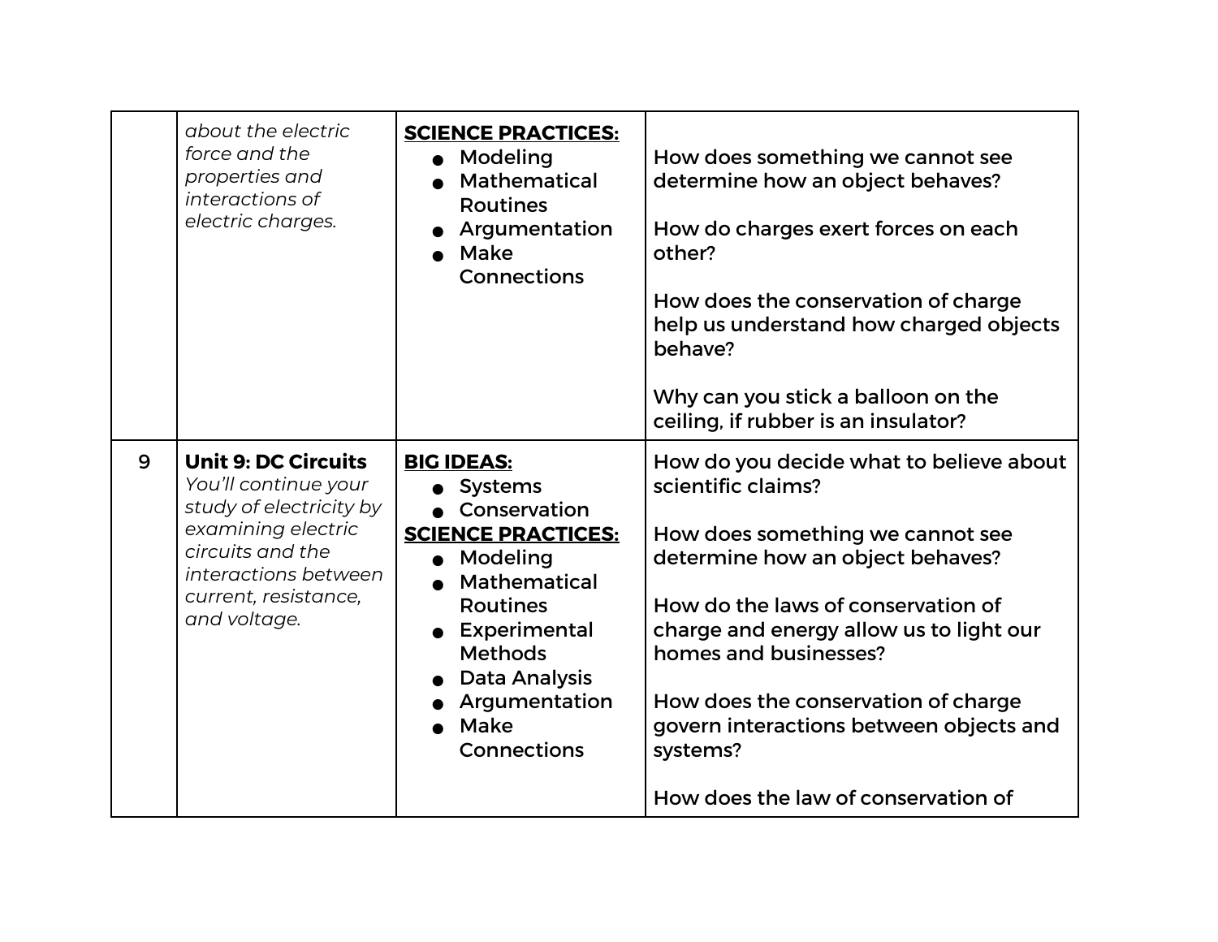| | | | |
|---|---|---|---|
| | *about the electric force and the properties and interactions of electric charges.* | **SCIENCE PRACTICES:**<br>● Modeling<br>● Mathematical Routines<br>● Argumentation<br>● Make Connections | How does something we cannot see determine how an object behaves?<br><br>How do charges exert forces on each other?<br><br>How does the conservation of charge help us understand how charged objects behave?<br><br>Why can you stick a balloon on the ceiling, if rubber is an insulator? |
| 9 | **Unit 9: DC Circuits**<br>*You'll continue your study of electricity by examining electric circuits and the interactions between current, resistance, and voltage.* | **BIG IDEAS:**<br>● Systems<br>● Conservation<br>**SCIENCE PRACTICES:**<br>● Modeling<br>● Mathematical Routines<br>● Experimental Methods<br>● Data Analysis<br>● Argumentation<br>● Make Connections | How do you decide what to believe about scientific claims?<br><br>How does something we cannot see determine how an object behaves?<br><br>How do the laws of conservation of charge and energy allow us to light our homes and businesses?<br><br>How does the conservation of charge govern interactions between objects and systems?<br><br>How does the law of conservation of |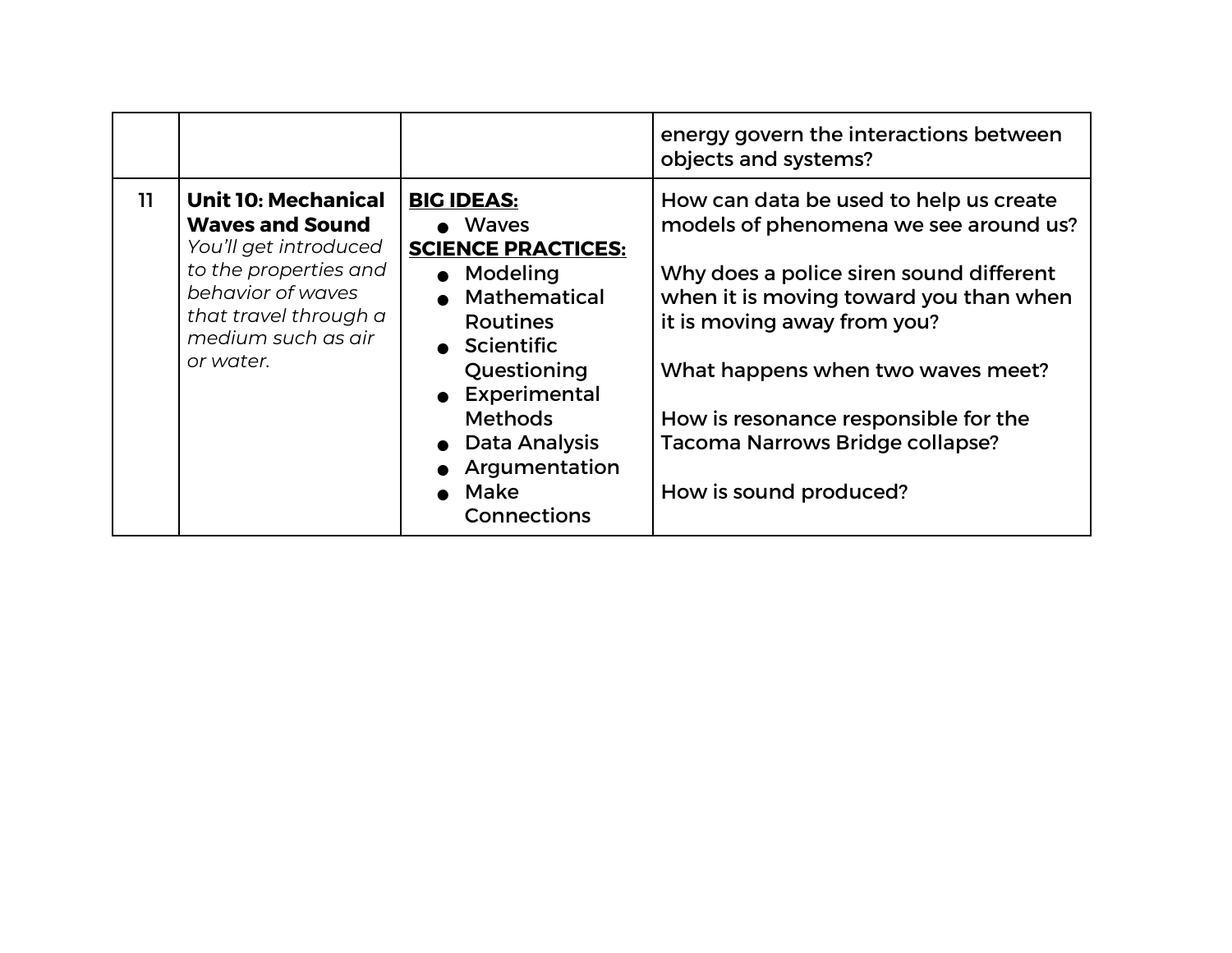| | | | |
|---|---|---|---|
| | | | energy govern the interactions between objects and systems? |
| 11 | **Unit 10: Mechanical Waves and Sound**<br>*You'll get introduced to the properties and behavior of waves that travel through a medium such as air or water.* | **BIG IDEAS:**<br>● Waves<br>**SCIENCE PRACTICES:**<br>● Modeling<br>● Mathematical Routines<br>● Scientific Questioning<br>● Experimental Methods<br>● Data Analysis<br>● Argumentation<br>● Make Connections | How can data be used to help us create models of phenomena we see around us?<br><br>Why does a police siren sound different when it is moving toward you than when it is moving away from you?<br><br>What happens when two waves meet?<br><br>How is resonance responsible for the Tacoma Narrows Bridge collapse?<br><br>How is sound produced? |